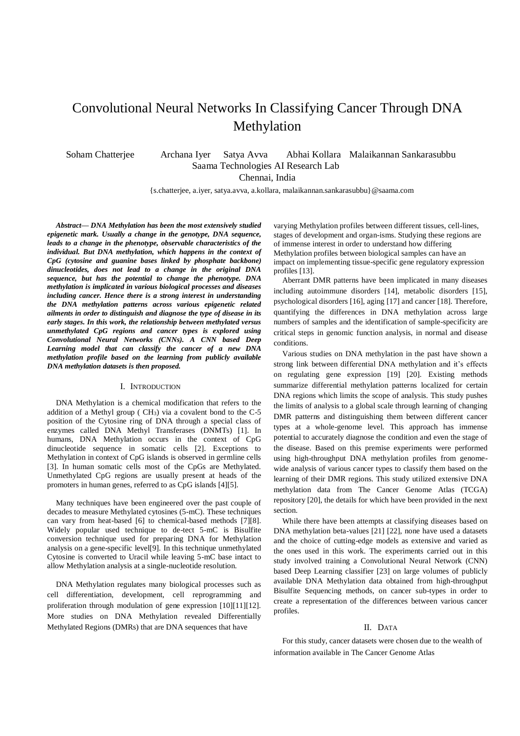# Convolutional Neural Networks In Classifying Cancer Through DNA Methylation

Soham Chatterjee Archana Iyer Satya Avva Abhai Kollara Malaikannan Sankarasubbu

Saama Technologies AI Research Lab

Chennai, India

{s.chatterjee, a.iyer, satya.avva, a.kollara, malaikannan.sankarasubbu}@saama.com

***Abstract*— *DNA Methylation has been the most extensively studied epigenetic mark. Usually a change in the genotype, DNA sequence, leads to a change in the phenotype, observable characteristics of the individual. But DNA methylation, which happens in the context of CpG (cytosine and guanine bases linked by phosphate backbone) dinucleotides, does not lead to a change in the original DNA sequence, but has the potential to change the phenotype. DNA methylation is implicated in various biological processes and diseases including cancer. Hence there is a strong interest in understanding the DNA methylation patterns across various epigenetic related ailments in order to distinguish and diagnose the type of disease in its early stages. In this work, the relationship between methylated versus unmethylated CpG regions and cancer types is explored using Convolutional Neural Networks (CNNs). A CNN based Deep Learning model that can classify the cancer of a new DNA methylation profile based on the learning from publicly available DNA methylation datasets is then proposed.***

## I. Introduction

DNA Methylation is a chemical modification that refers to the addition of a Methyl group ( $CH_3$) via a covalent bond to the C-5 position of the Cytosine ring of DNA through a special class of enzymes called DNA Methyl Transferases (DNMTs) [1]. In humans, DNA Methylation occurs in the context of CpG dinucleotide sequence in somatic cells [2]. Exceptions to Methylation in context of CpG islands is observed in germline cells [3]. In human somatic cells most of the CpGs are Methylated. Unmethylated CpG regions are usually present at heads of the promoters in human genes, referred to as CpG islands [4][5].

Many techniques have been engineered over the past couple of decades to measure Methylated cytosines (5-mC). These techniques can vary from heat-based [6] to chemical-based methods [7][8]. Widely popular used technique to de-tect 5-mC is Bisulfite conversion technique used for preparing DNA for Methylation analysis on a gene-specific level[9]. In this technique unmethylated Cytosine is converted to Uracil while leaving 5-mC base intact to allow Methylation analysis at a single-nucleotide resolution.

DNA Methylation regulates many biological processes such as cell differentiation, development, cell reprogramming and proliferation through modulation of gene expression [10][11][12]. More studies on DNA Methylation revealed Differentially Methylated Regions (DMRs) that are DNA sequences that have varying Methylation profiles between different tissues, cell-lines, stages of development and organ-isms. Studying these regions are of immense interest in order to understand how differing Methylation profiles between biological samples can have an impact on implementing tissue-specific gene regulatory expression profiles [13].

Aberrant DMR patterns have been implicated in many diseases including autoimmune disorders [14], metabolic disorders [15], psychological disorders [16], aging [17] and cancer [18]. Therefore, quantifying the differences in DNA methylation across large numbers of samples and the identification of sample-specificity are critical steps in genomic function analysis, in normal and disease conditions.

Various studies on DNA methylation in the past have shown a strong link between differential DNA methylation and it's effects on regulating gene expression [19] [20]. Existing methods summarize differential methylation patterns localized for certain DNA regions which limits the scope of analysis. This study pushes the limits of analysis to a global scale through learning of changing DMR patterns and distinguishing them between different cancer types at a whole-genome level. This approach has immense potential to accurately diagnose the condition and even the stage of the disease. Based on this premise experiments were performed using high-throughput DNA methylation profiles from genome-wide analysis of various cancer types to classify them based on the learning of their DMR regions. This study utilized extensive DNA methylation data from The Cancer Genome Atlas (TCGA) repository [20], the details for which have been provided in the next section.

While there have been attempts at classifying diseases based on DNA methylation beta-values [21] [22], none have used a datasets and the choice of cutting-edge models as extensive and varied as the ones used in this work. The experiments carried out in this study involved training a Convolutional Neural Network (CNN) based Deep Learning classifier [23] on large volumes of publicly available DNA Methylation data obtained from high-throughput Bisulfite Sequencing methods, on cancer sub-types in order to create a representation of the differences between various cancer profiles.

## II. Data

For this study, cancer datasets were chosen due to the wealth of information available in The Cancer Genome Atlas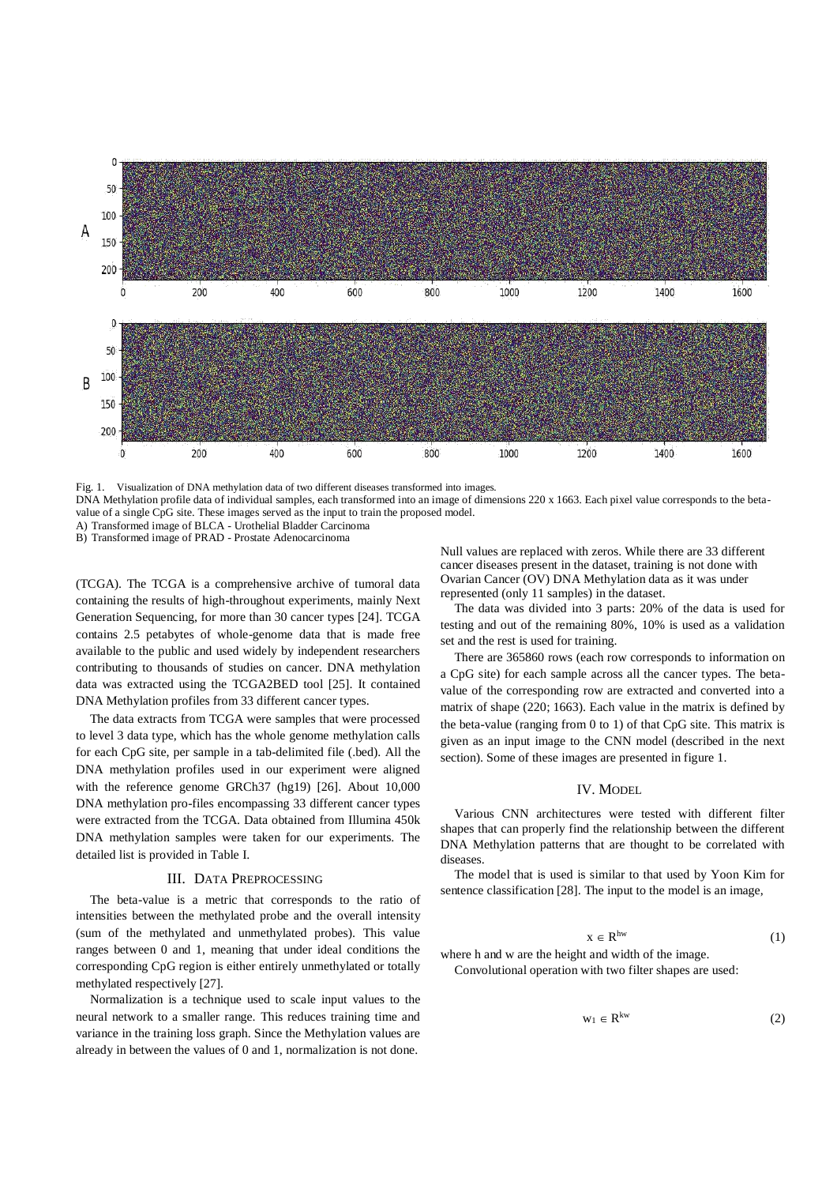Fig. 1. Visualization of DNA methylation data of two different diseases transformed into images.
DNA Methylation profile data of individual samples, each transformed into an image of dimensions 220 x 1663. Each pixel value corresponds to the beta-value of a single CpG site. These images served as the input to train the proposed model.
A) Transformed image of BLCA - Urothelial Bladder Carcinoma
B) Transformed image of PRAD - Prostate Adenocarcinoma

(TCGA). The TCGA is a comprehensive archive of tumoral data containing the results of high-throughout experiments, mainly Next Generation Sequencing, for more than 30 cancer types [24]. TCGA contains 2.5 petabytes of whole-genome data that is made free available to the public and used widely by independent researchers contributing to thousands of studies on cancer. DNA methylation data was extracted using the TCGA2BED tool [25]. It contained DNA Methylation profiles from 33 different cancer types.

The data extracts from TCGA were samples that were processed to level 3 data type, which has the whole genome methylation calls for each CpG site, per sample in a tab-delimited file (.bed). All the DNA methylation profiles used in our experiment were aligned with the reference genome GRCh37 (hg19) [26]. About 10,000 DNA methylation pro-files encompassing 33 different cancer types were extracted from the TCGA. Data obtained from Illumina 450k DNA methylation samples were taken for our experiments. The detailed list is provided in Table I.

## III. Data Preprocessing

The beta-value is a metric that corresponds to the ratio of intensities between the methylated probe and the overall intensity (sum of the methylated and unmethylated probes). This value ranges between 0 and 1, meaning that under ideal conditions the corresponding CpG region is either entirely unmethylated or totally methylated respectively [27].

Normalization is a technique used to scale input values to the neural network to a smaller range. This reduces training time and variance in the training loss graph. Since the Methylation values are already in between the values of 0 and 1, normalization is not done.

Null values are replaced with zeros. While there are 33 different cancer diseases present in the dataset, training is not done with Ovarian Cancer (OV) DNA Methylation data as it was under represented (only 11 samples) in the dataset.

The data was divided into 3 parts: 20% of the data is used for testing and out of the remaining 80%, 10% is used as a validation set and the rest is used for training.

There are 365860 rows (each row corresponds to information on a CpG site) for each sample across all the cancer types. The beta-value of the corresponding row are extracted and converted into a matrix of shape (220; 1663). Each value in the matrix is defined by the beta-value (ranging from 0 to 1) of that CpG site. This matrix is given as an input image to the CNN model (described in the next section). Some of these images are presented in figure 1.

## IV. Model

Various CNN architectures were tested with different filter shapes that can properly find the relationship between the different DNA Methylation patterns that are thought to be correlated with diseases.

The model that is used is similar to that used by Yoon Kim for sentence classification [28]. The input to the model is an image,

$$x \in R^{hw} \tag{1}$$

where h and w are the height and width of the image.

Convolutional operation with two filter shapes are used:

$$w_1 \in R^{kw} \tag{2}$$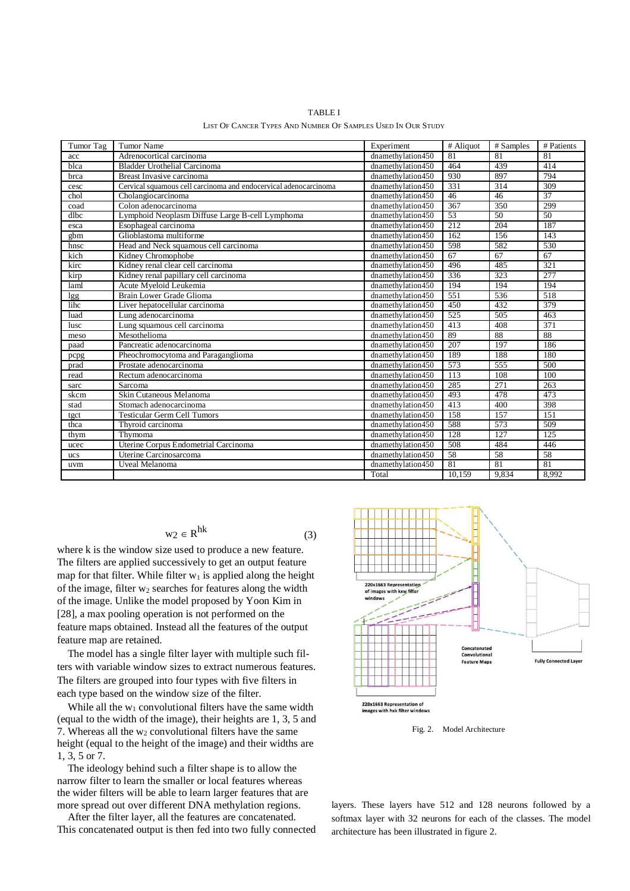TABLE I

List Of Cancer Types And Number Of Samples Used In Our Study

| Tumor Tag | Tumor Name | Experiment | # Aliquot | # Samples | # Patients |
|---|---|---|---|---|---|
| acc | Adrenocortical carcinoma | dnamethylation450 | 81 | 81 | 81 |
| blca | Bladder Urothelial Carcinoma | dnamethylation450 | 464 | 439 | 414 |
| brca | Breast Invasive carcinoma | dnamethylation450 | 930 | 897 | 794 |
| cesc | Cervical squamous cell carcinoma and endocervical adenocarcinoma | dnamethylation450 | 331 | 314 | 309 |
| chol | Cholangiocarcinoma | dnamethylation450 | 46 | 46 | 37 |
| coad | Colon adenocarcinoma | dnamethylation450 | 367 | 350 | 299 |
| dlbc | Lymphoid Neoplasm Diffuse Large B-cell Lymphoma | dnamethylation450 | 53 | 50 | 50 |
| esca | Esophageal carcinoma | dnamethylation450 | 212 | 204 | 187 |
| gbm | Glioblastoma multiforme | dnamethylation450 | 162 | 156 | 143 |
| hnsc | Head and Neck squamous cell carcinoma | dnamethylation450 | 598 | 582 | 530 |
| kich | Kidney Chromophobe | dnamethylation450 | 67 | 67 | 67 |
| kirc | Kidney renal clear cell carcinoma | dnamethylation450 | 496 | 485 | 321 |
| kirp | Kidney renal papillary cell carcinoma | dnamethylation450 | 336 | 323 | 277 |
| laml | Acute Myeloid Leukemia | dnamethylation450 | 194 | 194 | 194 |
| lgg | Brain Lower Grade Glioma | dnamethylation450 | 551 | 536 | 518 |
| lihc | Liver hepatocellular carcinoma | dnamethylation450 | 450 | 432 | 379 |
| luad | Lung adenocarcinoma | dnamethylation450 | 525 | 505 | 463 |
| lusc | Lung squamous cell carcinoma | dnamethylation450 | 413 | 408 | 371 |
| meso | Mesothelioma | dnamethylation450 | 89 | 88 | 88 |
| paad | Pancreatic adenocarcinoma | dnamethylation450 | 207 | 197 | 186 |
| pcpg | Pheochromocytoma and Paraganglioma | dnamethylation450 | 189 | 188 | 180 |
| prad | Prostate adenocarcinoma | dnamethylation450 | 573 | 555 | 500 |
| read | Rectum adenocarcinoma | dnamethylation450 | 113 | 108 | 100 |
| sarc | Sarcoma | dnamethylation450 | 285 | 271 | 263 |
| skcm | Skin Cutaneous Melanoma | dnamethylation450 | 493 | 478 | 473 |
| stad | Stomach adenocarcinoma | dnamethylation450 | 413 | 400 | 398 |
| tgct | Testicular Germ Cell Tumors | dnamethylation450 | 158 | 157 | 151 |
| thca | Thyroid carcinoma | dnamethylation450 | 588 | 573 | 509 |
| thym | Thymoma | dnamethylation450 | 128 | 127 | 125 |
| ucec | Uterine Corpus Endometrial Carcinoma | dnamethylation450 | 508 | 484 | 446 |
| ucs | Uterine Carcinosarcoma | dnamethylation450 | 58 | 58 | 58 |
| uvm | Uveal Melanoma | dnamethylation450 | 81 | 81 | 81 |
| | | Total | 10,159 | 9,834 | 8,992 |

$$w_2 \in R^{hk} \tag{3}$$

where k is the window size used to produce a new feature. The filters are applied successively to get an output feature map for that filter. While filter $w_1$ is applied along the height of the image, filter $w_2$ searches for features along the width of the image. Unlike the model proposed by Yoon Kim in [28], a max pooling operation is not performed on the feature maps obtained. Instead all the features of the output feature map are retained.

The model has a single filter layer with multiple such filters with variable window sizes to extract numerous features. The filters are grouped into four types with five filters in each type based on the window size of the filter.

While all the $w_1$ convolutional filters have the same width (equal to the width of the image), their heights are 1, 3, 5 and 7. Whereas all the $w_2$ convolutional filters have the same height (equal to the height of the image) and their widths are 1, 3, 5 or 7.

The ideology behind such a filter shape is to allow the narrow filter to learn the smaller or local features whereas the wider filters will be able to learn larger features that are more spread out over different DNA methylation regions.

After the filter layer, all the features are concatenated. This concatenated output is then fed into two fully connected layers. These layers have 512 and 128 neurons followed by a softmax layer with 32 neurons for each of the classes. The model architecture has been illustrated in figure 2.

Fig. 2. Model Architecture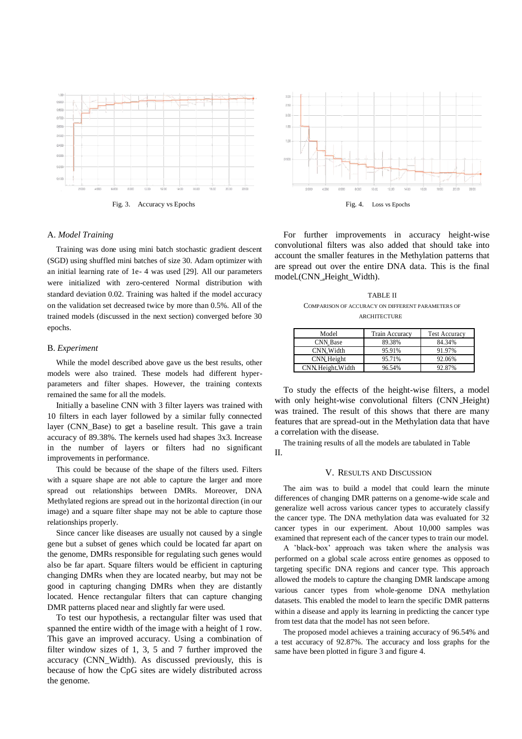Fig. 3. Accuracy vs Epochs

Fig. 4. Loss vs Epochs

### A. *Model Training*

Training was done using mini batch stochastic gradient descent (SGD) using shuffled mini batches of size 30. Adam optimizer with an initial learning rate of 1e- 4 was used [29]. All our parameters were initialized with zero-centered Normal distribution with standard deviation 0.02. Training was halted if the model accuracy on the validation set decreased twice by more than 0.5%. All of the trained models (discussed in the next section) converged before 30 epochs.

### B. *Experiment*

While the model described above gave us the best results, other models were also trained. These models had different hyper-parameters and filter shapes. However, the training contexts remained the same for all the models.

Initially a baseline CNN with 3 filter layers was trained with 10 filters in each layer followed by a similar fully connected layer (CNN_Base) to get a baseline result. This gave a train accuracy of 89.38%. The kernels used had shapes 3x3. Increase in the number of layers or filters had no significant improvements in performance.

This could be because of the shape of the filters used. Filters with a square shape are not able to capture the larger and more spread out relationships between DMRs. Moreover, DNA Methylated regions are spread out in the horizontal direction (in our image) and a square filter shape may not be able to capture those relationships properly.

Since cancer like diseases are usually not caused by a single gene but a subset of genes which could be located far apart on the genome, DMRs responsible for regulating such genes would also be far apart. Square filters would be efficient in capturing changing DMRs when they are located nearby, but may not be good in capturing changing DMRs when they are distantly located. Hence rectangular filters that can capture changing DMR patterns placed near and slightly far were used.

To test our hypothesis, a rectangular filter was used that spanned the entire width of the image with a height of 1 row. This gave an improved accuracy. Using a combination of filter window sizes of 1, 3, 5 and 7 further improved the accuracy (CNN_Width). As discussed previously, this is because of how the CpG sites are widely distributed across the genome.

For further improvements in accuracy height-wise convolutional filters was also added that should take into account the smaller features in the Methylation patterns that are spread out over the entire DNA data. This is the final model (CNN_Height_Width).

TABLE II
COMPARISON OF ACCURACY ON DIFFERENT PARAMETERS OF ARCHITECTURE

| Model | Train Accuracy | Test Accuracy |
|---|---|---|
| CNN_Base | 89.38% | 84.34% |
| CNN_Width | 95.91% | 91.97% |
| CNN_Height | 95.71% | 92.06% |
| CNN_Height_Width | 96.54% | 92.87% |

To study the effects of the height-wise filters, a model with only height-wise convolutional filters (CNN_Height) was trained. The result of this shows that there are many features that are spread-out in the Methylation data that have a correlation with the disease.

The training results of all the models are tabulated in Table II.

## V. Results and Discussion

The aim was to build a model that could learn the minute differences of changing DMR patterns on a genome-wide scale and generalize well across various cancer types to accurately classify the cancer type. The DNA methylation data was evaluated for 32 cancer types in our experiment. About 10,000 samples was examined that represent each of the cancer types to train our model.

A 'black-box' approach was taken where the analysis was performed on a global scale across entire genomes as opposed to targeting specific DNA regions and cancer type. This approach allowed the models to capture the changing DMR landscape among various cancer types from whole-genome DNA methylation datasets. This enabled the model to learn the specific DMR patterns within a disease and apply its learning in predicting the cancer type from test data that the model has not seen before.

The proposed model achieves a training accuracy of 96.54% and a test accuracy of 92.87%. The accuracy and loss graphs for the same have been plotted in figure 3 and figure 4.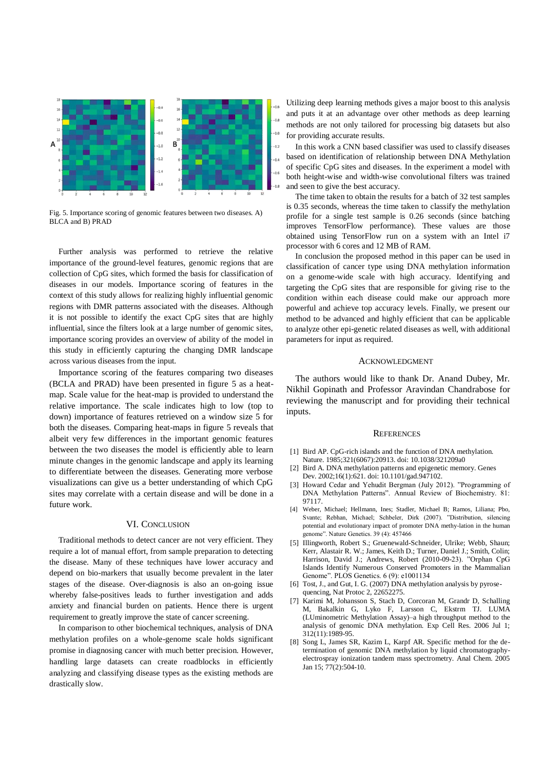Fig. 5. Importance scoring of genomic features between two diseases. A) BLCA and B) PRAD

Further analysis was performed to retrieve the relative importance of the ground-level features, genomic regions that are collection of CpG sites, which formed the basis for classification of diseases in our models. Importance scoring of features in the context of this study allows for realizing highly influential genomic regions with DMR patterns associated with the diseases. Although it is not possible to identify the exact CpG sites that are highly influential, since the filters look at a large number of genomic sites, importance scoring provides an overview of ability of the model in this study in efficiently capturing the changing DMR landscape across various diseases from the input.

Importance scoring of the features comparing two diseases (BCLA and PRAD) have been presented in figure 5 as a heat-map. Scale value for the heat-map is provided to understand the relative importance. The scale indicates high to low (top to down) importance of features retrieved on a window size 5 for both the diseases. Comparing heat-maps in figure 5 reveals that albeit very few differences in the important genomic features between the two diseases the model is efficiently able to learn minute changes in the genomic landscape and apply its learning to differentiate between the diseases. Generating more verbose visualizations can give us a better understanding of which CpG sites may correlate with a certain disease and will be done in a future work.

## VI. Conclusion

Traditional methods to detect cancer are not very efficient. They require a lot of manual effort, from sample preparation to detecting the disease. Many of these techniques have lower accuracy and depend on bio-markers that usually become prevalent in the later stages of the disease. Over-diagnosis is also an on-going issue whereby false-positives leads to further investigation and adds anxiety and financial burden on patients. Hence there is urgent requirement to greatly improve the state of cancer screening.

In comparison to other biochemical techniques, analysis of DNA methylation profiles on a whole-genome scale holds significant promise in diagnosing cancer with much better precision. However, handling large datasets can create roadblocks in efficiently analyzing and classifying disease types as the existing methods are drastically slow. Utilizing deep learning methods gives a major boost to this analysis and puts it at an advantage over other methods as deep learning methods are not only tailored for processing big datasets but also for providing accurate results.

In this work a CNN based classifier was used to classify diseases based on identification of relationship between DNA Methylation of specific CpG sites and diseases. In the experiment a model with both height-wise and width-wise convolutional filters was trained and seen to give the best accuracy.

The time taken to obtain the results for a batch of 32 test samples is 0.35 seconds, whereas the time taken to classify the methylation profile for a single test sample is 0.26 seconds (since batching improves TensorFlow performance). These values are those obtained using TensorFlow run on a system with an Intel i7 processor with 6 cores and 12 MB of RAM.

In conclusion the proposed method in this paper can be used in classification of cancer type using DNA methylation information on a genome-wide scale with high accuracy. Identifying and targeting the CpG sites that are responsible for giving rise to the condition within each disease could make our approach more powerful and achieve top accuracy levels. Finally, we present our method to be advanced and highly efficient that can be applicable to analyze other epi-genetic related diseases as well, with additional parameters for input as required.

## Acknowledgment

The authors would like to thank Dr. Anand Dubey, Mr. Nikhil Gopinath and Professor Aravindan Chandrabose for reviewing the manuscript and for providing their technical inputs.

## References

[1] Bird AP. CpG-rich islands and the function of DNA methylation. Nature. 1985;321(6067):20913. doi: 10.1038/321209a0

[2] Bird A. DNA methylation patterns and epigenetic memory. Genes Dev. 2002;16(1):621. doi: 10.1101/gad.947102.

[3] Howard Cedar and Yehudit Bergman (July 2012). "Programming of DNA Methylation Patterns". Annual Review of Biochemistry. 81: 97117.

[4] Weber, Michael; Hellmann, Ines; Stadler, Michael B; Ramos, Liliana; Pbo, Svante; Rebhan, Michael; Schbeler, Dirk (2007). "Distribution, silencing potential and evolutionary impact of promoter DNA methy-lation in the human genome". Nature Genetics. 39 (4): 457466

[5] Illingworth, Robert S.; Gruenewald-Schneider, Ulrike; Webb, Shaun; Kerr, Alastair R. W.; James, Keith D.; Turner, Daniel J.; Smith, Colin; Harrison, David J.; Andrews, Robert (2010-09-23). "Orphan CpG Islands Identify Numerous Conserved Promoters in the Mammalian Genome". PLOS Genetics. 6 (9): e1001134

[6] Tost, J., and Gut, I. G. (2007) DNA methylation analysis by pyrose-quencing, Nat Protoc 2, 22652275.

[7] Karimi M, Johansson S, Stach D, Corcoran M, Grandr D, Schalling M, Bakalkin G, Lyko F, Larsson C, Ekstrm TJ. LUMA (LUminometric Methylation Assay)–a high throughput method to the analysis of genomic DNA methylation. Exp Cell Res. 2006 Jul 1; 312(11):1989-95.

[8] Song L, James SR, Kazim L, Karpf AR. Specific method for the de-termination of genomic DNA methylation by liquid chromatography-electrospray ionization tandem mass spectrometry. Anal Chem. 2005 Jan 15; 77(2):504-10.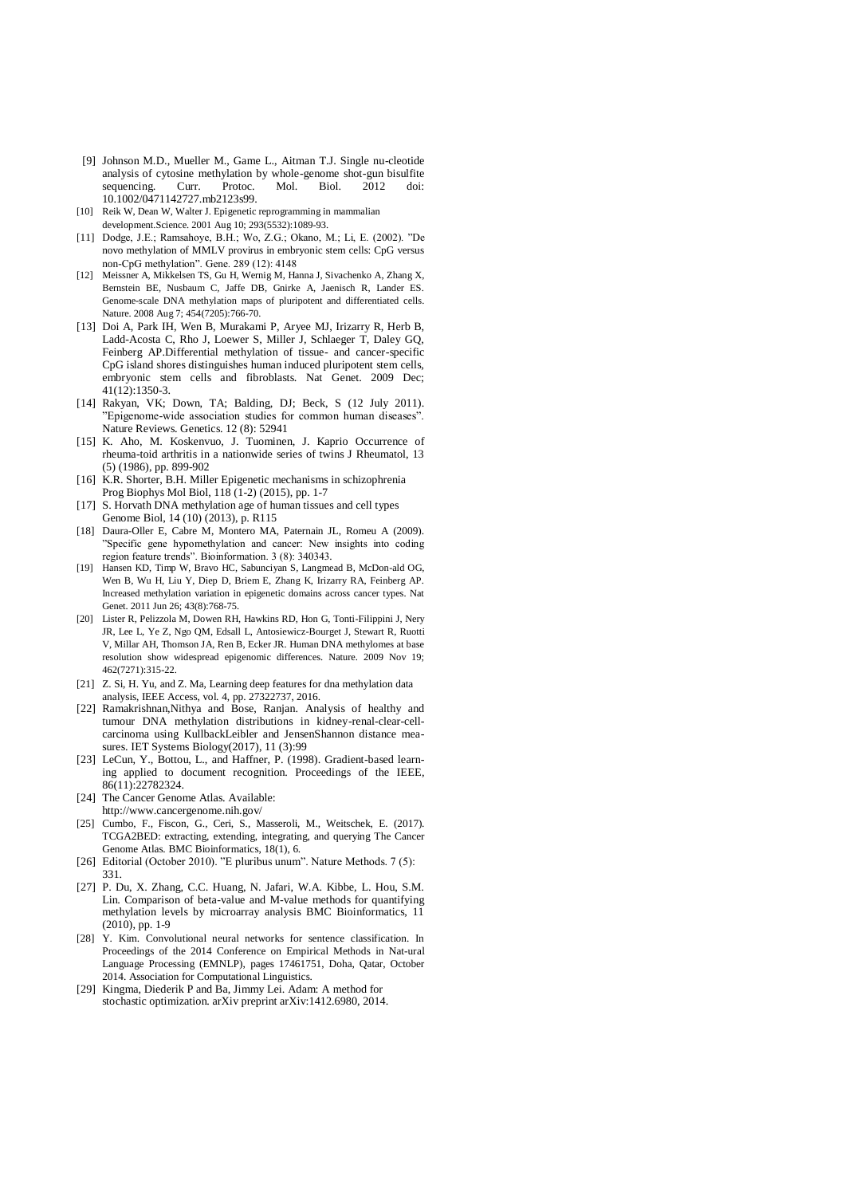[9] Johnson M.D., Mueller M., Game L., Aitman T.J. Single nu-cleotide analysis of cytosine methylation by whole-genome shot-gun bisulfite sequencing. Curr. Protoc. Mol. Biol. 2012 doi: 10.1002/0471142727.mb2123s99.

[10] Reik W, Dean W, Walter J. Epigenetic reprogramming in mammalian development.Science. 2001 Aug 10; 293(5532):1089-93.

[11] Dodge, J.E.; Ramsahoye, B.H.; Wo, Z.G.; Okano, M.; Li, E. (2002). "De novo methylation of MMLV provirus in embryonic stem cells: CpG versus non-CpG methylation". Gene. 289 (12): 4148

[12] Meissner A, Mikkelsen TS, Gu H, Wernig M, Hanna J, Sivachenko A, Zhang X, Bernstein BE, Nusbaum C, Jaffe DB, Gnirke A, Jaenisch R, Lander ES. Genome-scale DNA methylation maps of pluripotent and differentiated cells. Nature. 2008 Aug 7; 454(7205):766-70.

[13] Doi A, Park IH, Wen B, Murakami P, Aryee MJ, Irizarry R, Herb B, Ladd-Acosta C, Rho J, Loewer S, Miller J, Schlaeger T, Daley GQ, Feinberg AP.Differential methylation of tissue- and cancer-specific CpG island shores distinguishes human induced pluripotent stem cells, embryonic stem cells and fibroblasts. Nat Genet. 2009 Dec; 41(12):1350-3.

[14] Rakyan, VK; Down, TA; Balding, DJ; Beck, S (12 July 2011). "Epigenome-wide association studies for common human diseases". Nature Reviews. Genetics. 12 (8): 52941

[15] K. Aho, M. Koskenvuo, J. Tuominen, J. Kaprio Occurrence of rheuma-toid arthritis in a nationwide series of twins J Rheumatol, 13 (5) (1986), pp. 899-902

[16] K.R. Shorter, B.H. Miller Epigenetic mechanisms in schizophrenia Prog Biophys Mol Biol, 118 (1-2) (2015), pp. 1-7

[17] S. Horvath DNA methylation age of human tissues and cell types Genome Biol, 14 (10) (2013), p. R115

[18] Daura-Oller E, Cabre M, Montero MA, Paternain JL, Romeu A (2009). "Specific gene hypomethylation and cancer: New insights into coding region feature trends". Bioinformation. 3 (8): 340343.

[19] Hansen KD, Timp W, Bravo HC, Sabunciyan S, Langmead B, McDon-ald OG, Wen B, Wu H, Liu Y, Diep D, Briem E, Zhang K, Irizarry RA, Feinberg AP. Increased methylation variation in epigenetic domains across cancer types. Nat Genet. 2011 Jun 26; 43(8):768-75.

[20] Lister R, Pelizzola M, Dowen RH, Hawkins RD, Hon G, Tonti-Filippini J, Nery JR, Lee L, Ye Z, Ngo QM, Edsall L, Antosiewicz-Bourget J, Stewart R, Ruotti V, Millar AH, Thomson JA, Ren B, Ecker JR. Human DNA methylomes at base resolution show widespread epigenomic differences. Nature. 2009 Nov 19; 462(7271):315-22.

[21] Z. Si, H. Yu, and Z. Ma, Learning deep features for dna methylation data analysis, IEEE Access, vol. 4, pp. 27322737, 2016.

[22] Ramakrishnan,Nithya and Bose, Ranjan. Analysis of healthy and tumour DNA methylation distributions in kidney-renal-clear-cell-carcinoma using KullbackLeibler and JensenShannon distance mea-sures. IET Systems Biology(2017), 11 (3):99

[23] LeCun, Y., Bottou, L., and Haffner, P. (1998). Gradient-based learn-ing applied to document recognition. Proceedings of the IEEE, 86(11):22782324.

[24] The Cancer Genome Atlas. Available: http://www.cancergenome.nih.gov/

[25] Cumbo, F., Fiscon, G., Ceri, S., Masseroli, M., Weitschek, E. (2017). TCGA2BED: extracting, extending, integrating, and querying The Cancer Genome Atlas. BMC Bioinformatics, 18(1), 6.

[26] Editorial (October 2010). "E pluribus unum". Nature Methods. 7 (5): 331.

[27] P. Du, X. Zhang, C.C. Huang, N. Jafari, W.A. Kibbe, L. Hou, S.M. Lin. Comparison of beta-value and M-value methods for quantifying methylation levels by microarray analysis BMC Bioinformatics, 11 (2010), pp. 1-9

[28] Y. Kim. Convolutional neural networks for sentence classification. In Proceedings of the 2014 Conference on Empirical Methods in Nat-ural Language Processing (EMNLP), pages 17461751, Doha, Qatar, October 2014. Association for Computational Linguistics.

[29] Kingma, Diederik P and Ba, Jimmy Lei. Adam: A method for stochastic optimization. arXiv preprint arXiv:1412.6980, 2014.